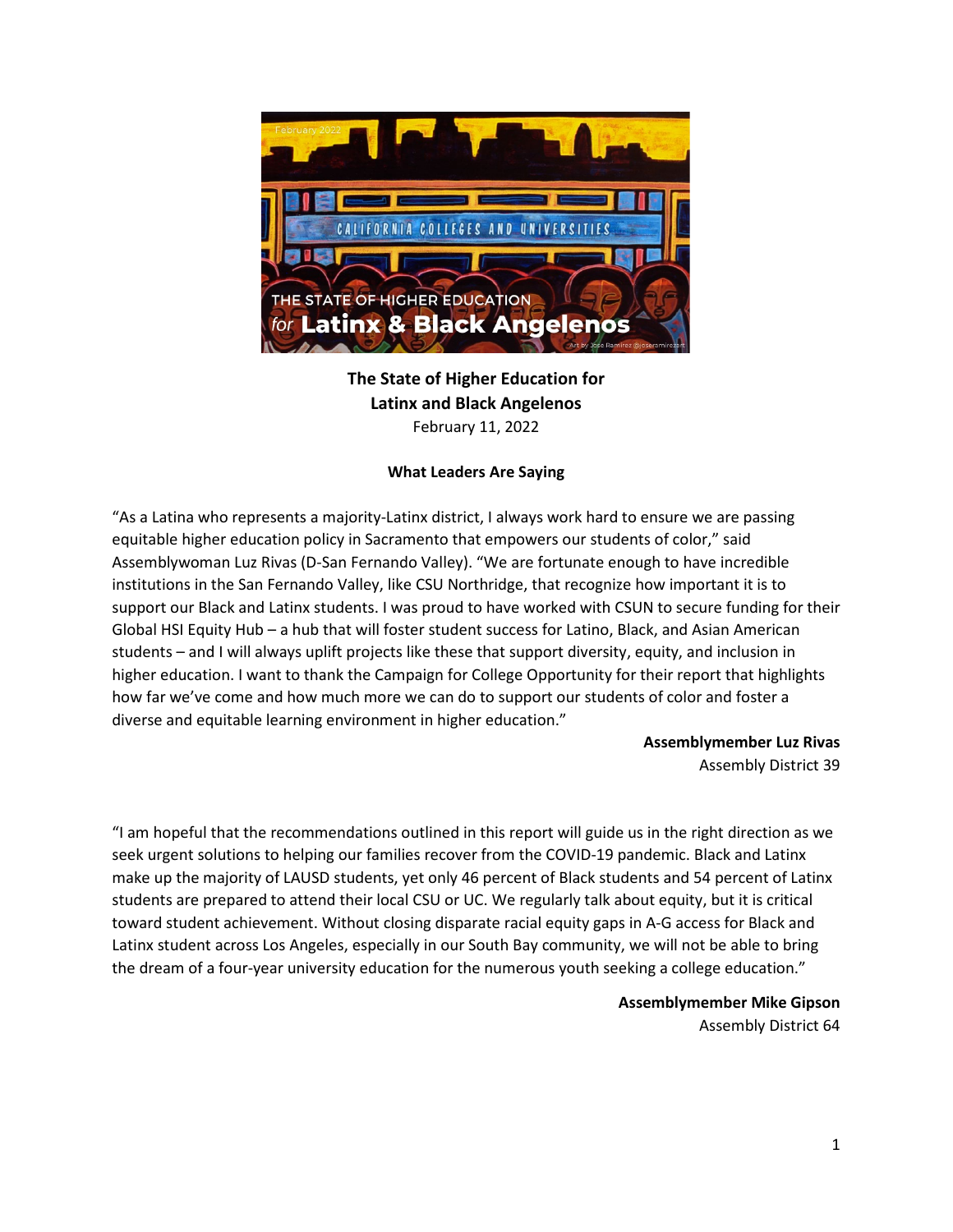**The State of Higher Education for Latinx and Black Angelenos**
February 11, 2022

**What Leaders Are Saying**

"As a Latina who represents a majority-Latinx district, I always work hard to ensure we are passing equitable higher education policy in Sacramento that empowers our students of color," said Assemblywoman Luz Rivas (D-San Fernando Valley). "We are fortunate enough to have incredible institutions in the San Fernando Valley, like CSU Northridge, that recognize how important it is to support our Black and Latinx students. I was proud to have worked with CSUN to secure funding for their Global HSI Equity Hub – a hub that will foster student success for Latino, Black, and Asian American students – and I will always uplift projects like these that support diversity, equity, and inclusion in higher education. I want to thank the Campaign for College Opportunity for their report that highlights how far we've come and how much more we can do to support our students of color and foster a diverse and equitable learning environment in higher education."

**Assemblymember Luz Rivas**
Assembly District 39

"I am hopeful that the recommendations outlined in this report will guide us in the right direction as we seek urgent solutions to helping our families recover from the COVID-19 pandemic. Black and Latinx make up the majority of LAUSD students, yet only 46 percent of Black students and 54 percent of Latinx students are prepared to attend their local CSU or UC. We regularly talk about equity, but it is critical toward student achievement. Without closing disparate racial equity gaps in A-G access for Black and Latinx student across Los Angeles, especially in our South Bay community, we will not be able to bring the dream of a four-year university education for the numerous youth seeking a college education."

**Assemblymember Mike Gipson**
Assembly District 64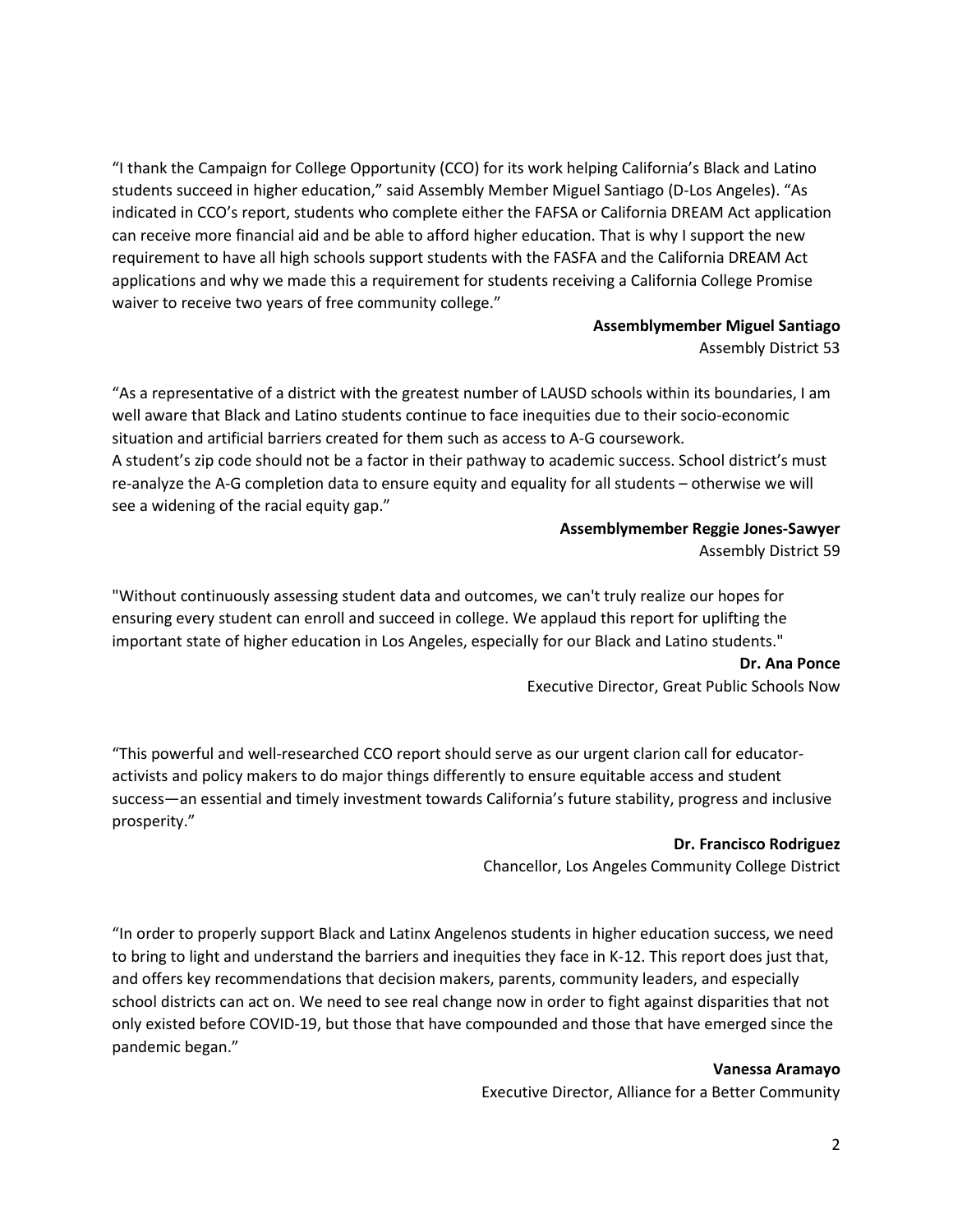"I thank the Campaign for College Opportunity (CCO) for its work helping California's Black and Latino students succeed in higher education," said Assembly Member Miguel Santiago (D-Los Angeles). "As indicated in CCO's report, students who complete either the FAFSA or California DREAM Act application can receive more financial aid and be able to afford higher education. That is why I support the new requirement to have all high schools support students with the FASFA and the California DREAM Act applications and why we made this a requirement for students receiving a California College Promise waiver to receive two years of free community college."

**Assemblymember Miguel Santiago**
Assembly District 53

"As a representative of a district with the greatest number of LAUSD schools within its boundaries, I am well aware that Black and Latino students continue to face inequities due to their socio-economic situation and artificial barriers created for them such as access to A-G coursework.
A student's zip code should not be a factor in their pathway to academic success. School district's must re-analyze the A-G completion data to ensure equity and equality for all students – otherwise we will see a widening of the racial equity gap."

**Assemblymember Reggie Jones-Sawyer**
Assembly District 59

"Without continuously assessing student data and outcomes, we can't truly realize our hopes for ensuring every student can enroll and succeed in college. We applaud this report for uplifting the important state of higher education in Los Angeles, especially for our Black and Latino students."

**Dr. Ana Ponce**
Executive Director, Great Public Schools Now

"This powerful and well-researched CCO report should serve as our urgent clarion call for educator-activists and policy makers to do major things differently to ensure equitable access and student success—an essential and timely investment towards California's future stability, progress and inclusive prosperity."

**Dr. Francisco Rodriguez**
Chancellor, Los Angeles Community College District

"In order to properly support Black and Latinx Angelenos students in higher education success, we need to bring to light and understand the barriers and inequities they face in K-12. This report does just that, and offers key recommendations that decision makers, parents, community leaders, and especially school districts can act on. We need to see real change now in order to fight against disparities that not only existed before COVID-19, but those that have compounded and those that have emerged since the pandemic began."

**Vanessa Aramayo**
Executive Director, Alliance for a Better Community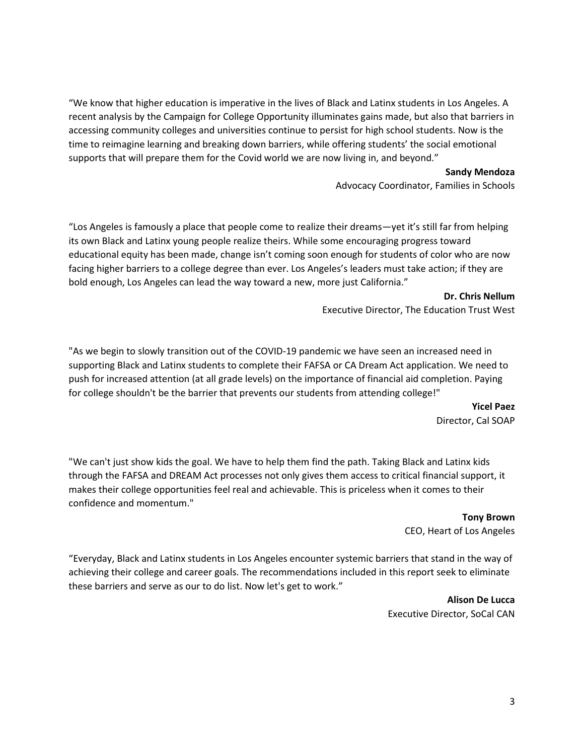"We know that higher education is imperative in the lives of Black and Latinx students in Los Angeles. A recent analysis by the Campaign for College Opportunity illuminates gains made, but also that barriers in accessing community colleges and universities continue to persist for high school students. Now is the time to reimagine learning and breaking down barriers, while offering students' the social emotional supports that will prepare them for the Covid world we are now living in, and beyond."

**Sandy Mendoza**
Advocacy Coordinator, Families in Schools

"Los Angeles is famously a place that people come to realize their dreams—yet it's still far from helping its own Black and Latinx young people realize theirs. While some encouraging progress toward educational equity has been made, change isn't coming soon enough for students of color who are now facing higher barriers to a college degree than ever. Los Angeles's leaders must take action; if they are bold enough, Los Angeles can lead the way toward a new, more just California."

**Dr. Chris Nellum**
Executive Director, The Education Trust West

"As we begin to slowly transition out of the COVID-19 pandemic we have seen an increased need in supporting Black and Latinx students to complete their FAFSA or CA Dream Act application. We need to push for increased attention (at all grade levels) on the importance of financial aid completion. Paying for college shouldn't be the barrier that prevents our students from attending college!"

**Yicel Paez**
Director, Cal SOAP

"We can't just show kids the goal. We have to help them find the path. Taking Black and Latinx kids through the FAFSA and DREAM Act processes not only gives them access to critical financial support, it makes their college opportunities feel real and achievable. This is priceless when it comes to their confidence and momentum."

**Tony Brown**
CEO, Heart of Los Angeles

"Everyday, Black and Latinx students in Los Angeles encounter systemic barriers that stand in the way of achieving their college and career goals. The recommendations included in this report seek to eliminate these barriers and serve as our to do list. Now let's get to work."

**Alison De Lucca**
Executive Director, SoCal CAN